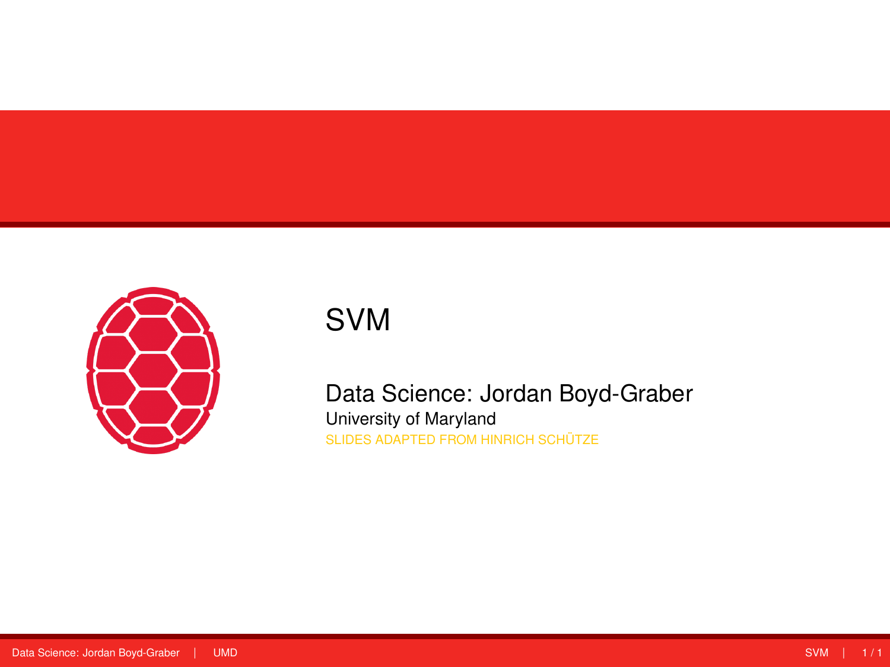# SVM

Data Science: Jordan Boyd-Graber

University of Maryland

SLIDES ADAPTED FROM HINRICH SCHÜTZE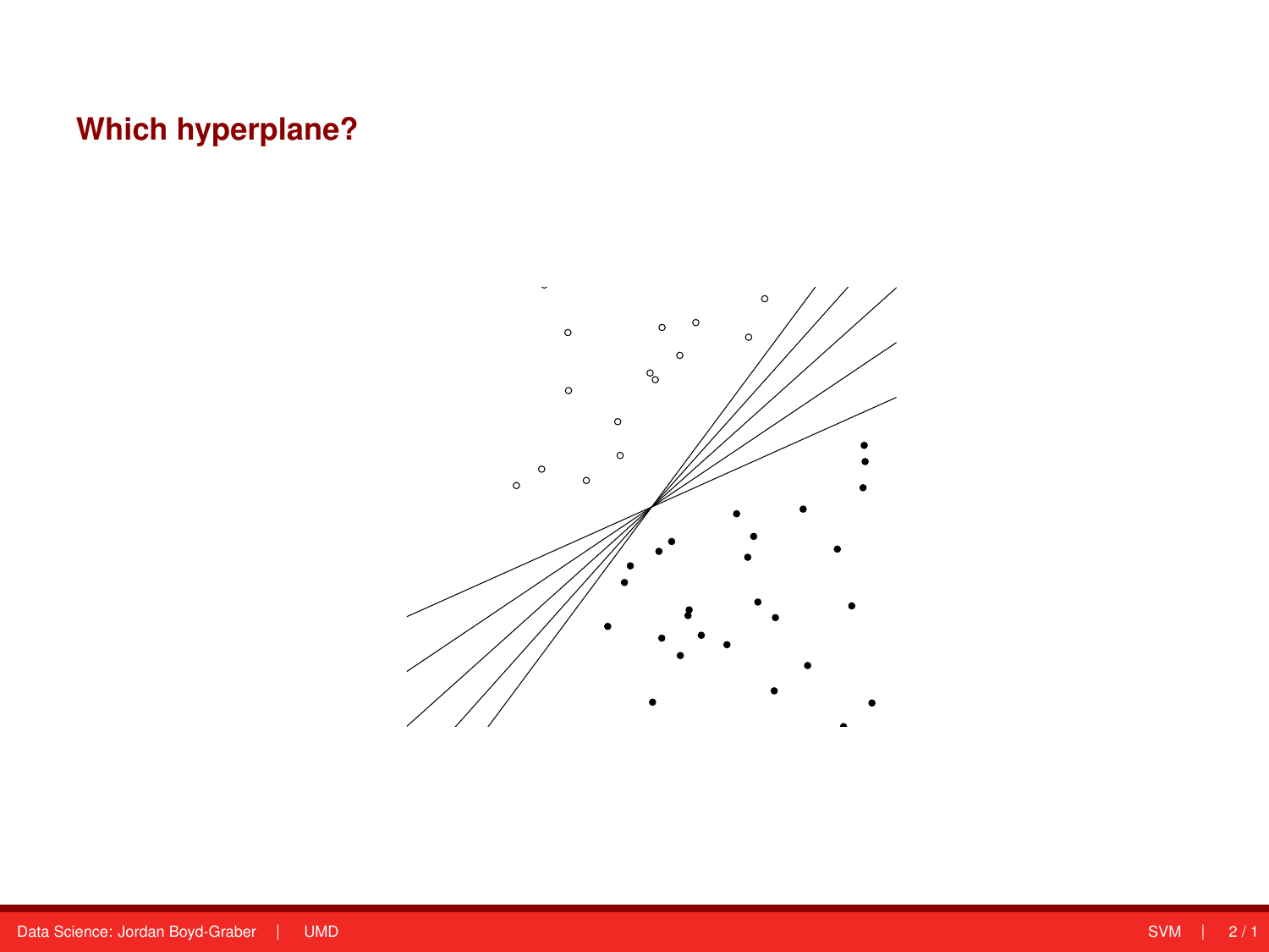# Which hyperplane?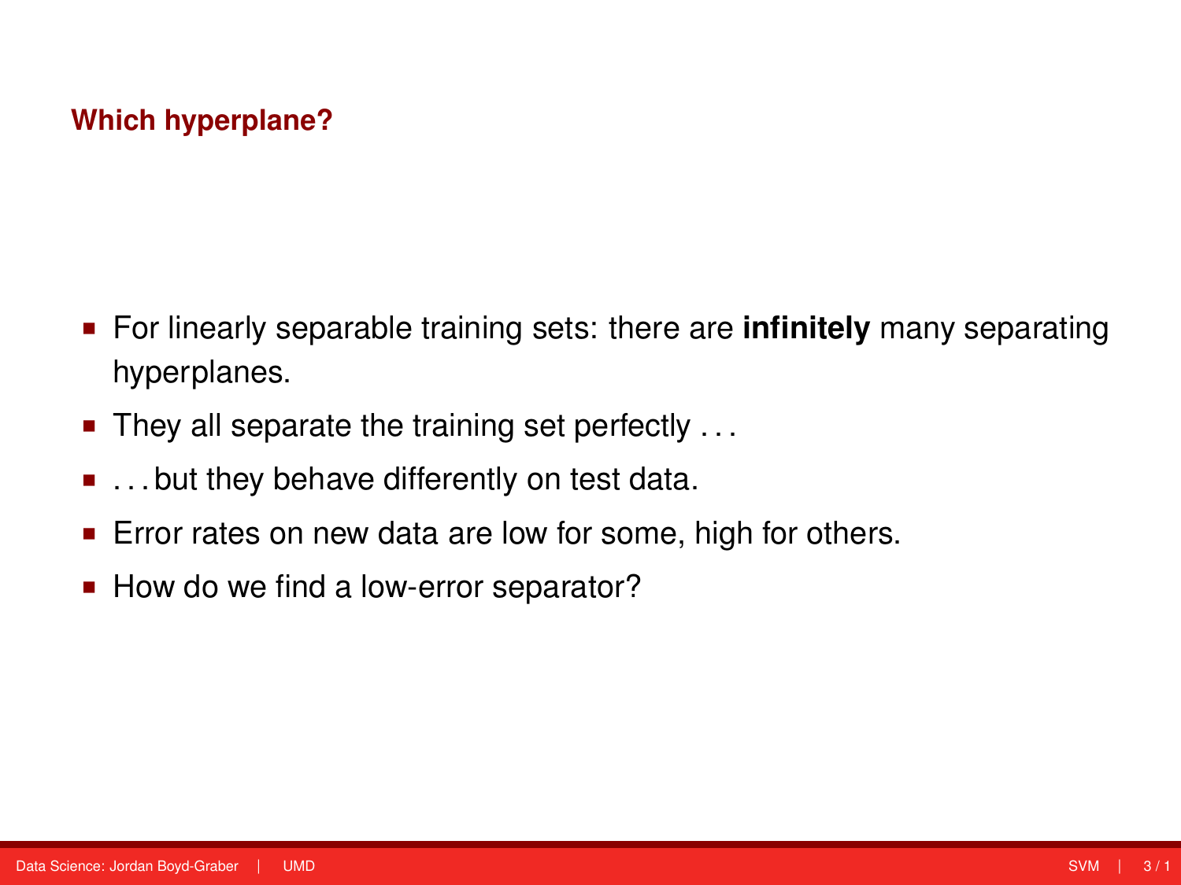## Which hyperplane?

- For linearly separable training sets: there are **infinitely** many separating hyperplanes.
- They all separate the training set perfectly . . .
- . . . but they behave differently on test data.
- Error rates on new data are low for some, high for others.
- How do we find a low-error separator?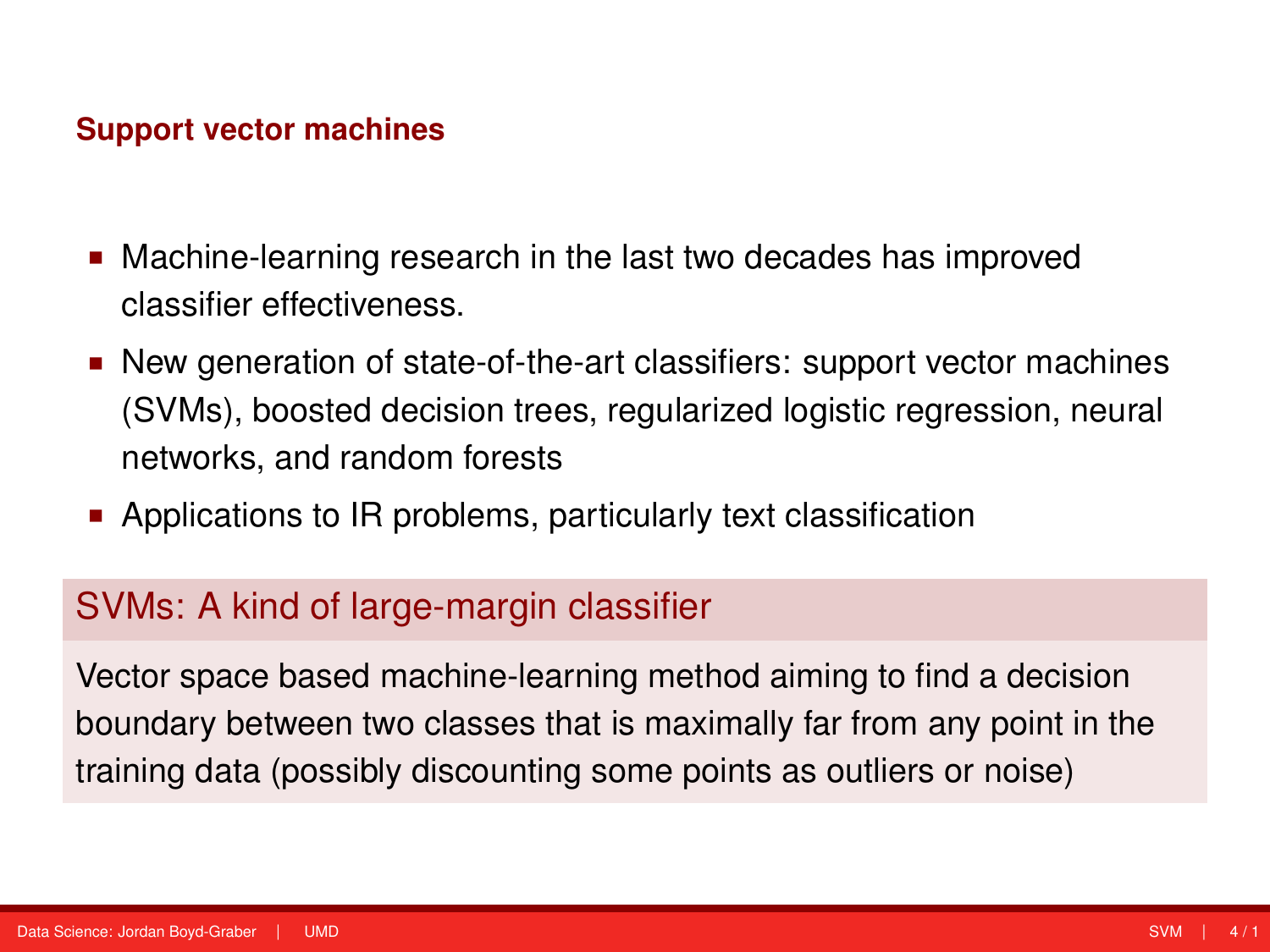## Support vector machines

- Machine-learning research in the last two decades has improved classifier effectiveness.
- New generation of state-of-the-art classifiers: support vector machines (SVMs), boosted decision trees, regularized logistic regression, neural networks, and random forests
- Applications to IR problems, particularly text classification

### SVMs: A kind of large-margin classifier

Vector space based machine-learning method aiming to find a decision boundary between two classes that is maximally far from any point in the training data (possibly discounting some points as outliers or noise)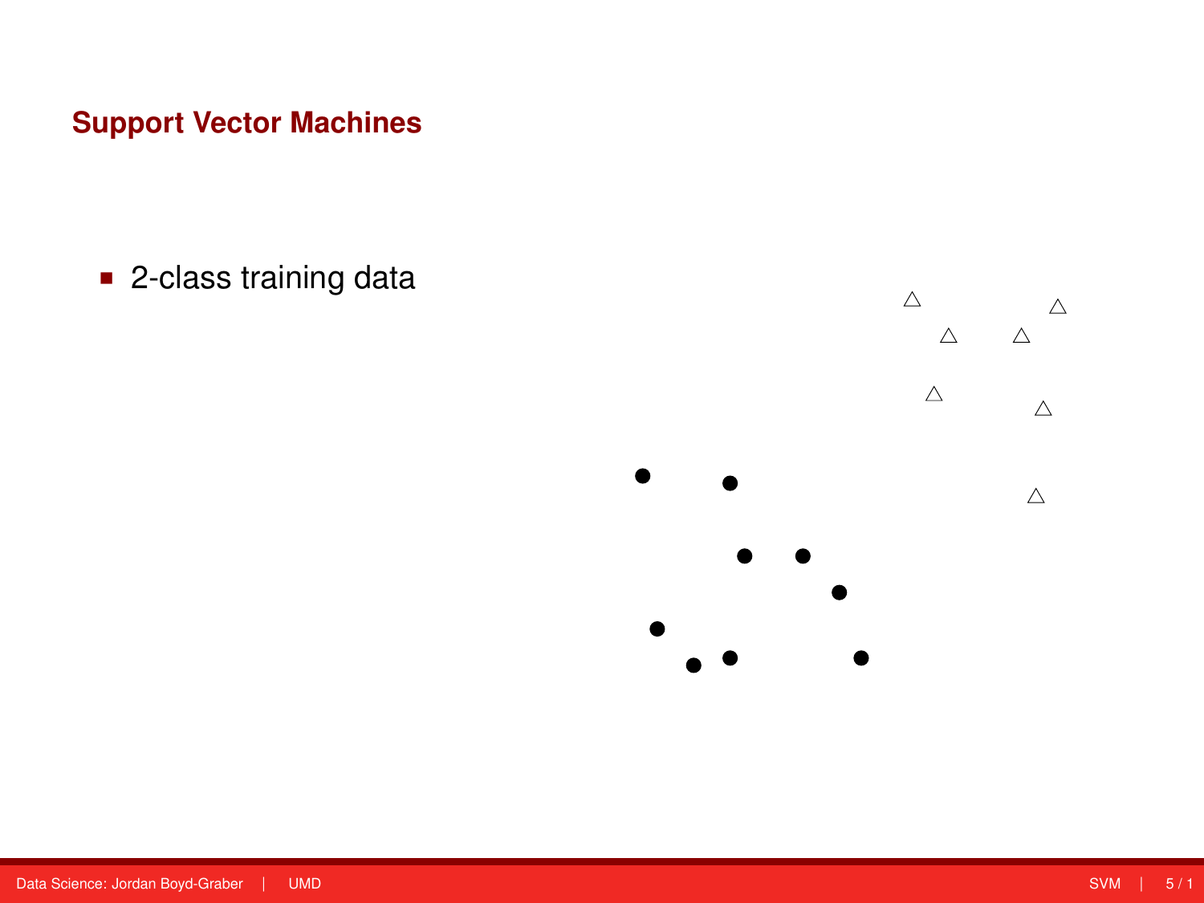## Support Vector Machines

- 2-class training data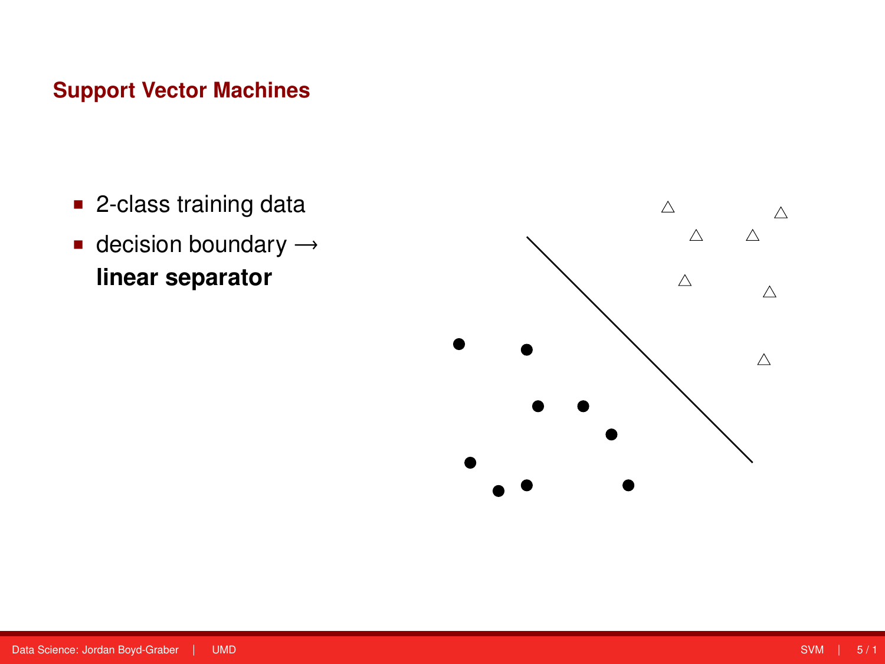## Support Vector Machines

- 2-class training data
- decision boundary → **linear separator**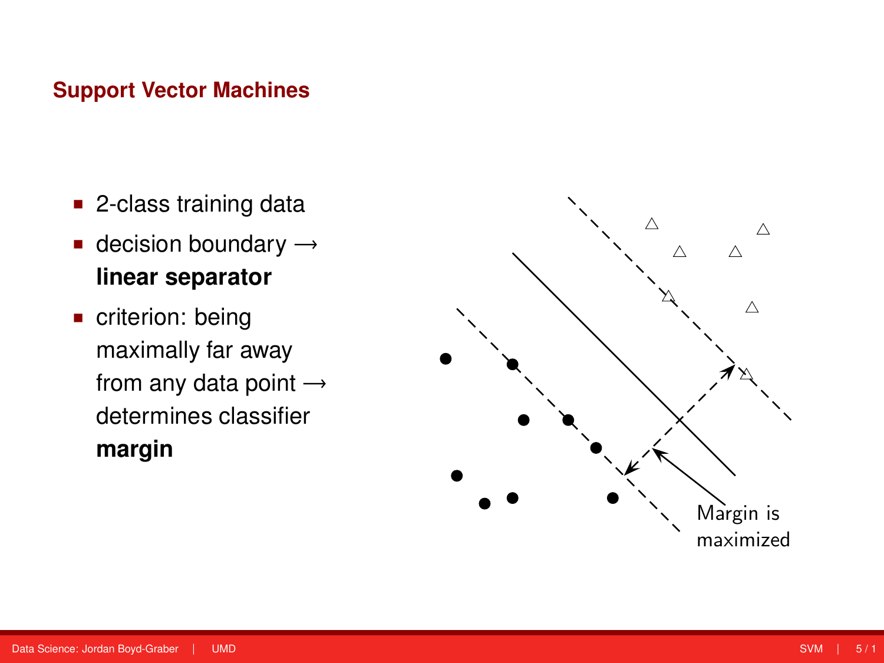## Support Vector Machines

- 2-class training data
- decision boundary → **linear separator**
- criterion: being maximally far away from any data point → determines classifier **margin**

Margin is maximized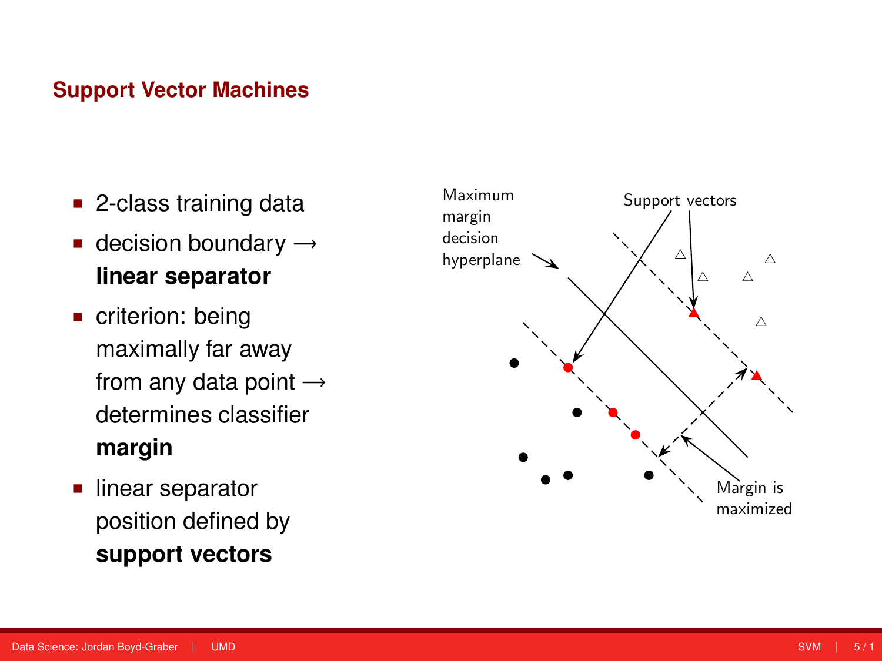## Support Vector Machines

- 2-class training data
- decision boundary ⟶ **linear separator**
- criterion: being maximally far away from any data point ⟶ determines classifier **margin**
- linear separator position defined by **support vectors**

Maximum margin decision hyperplane

Support vectors

Margin is maximized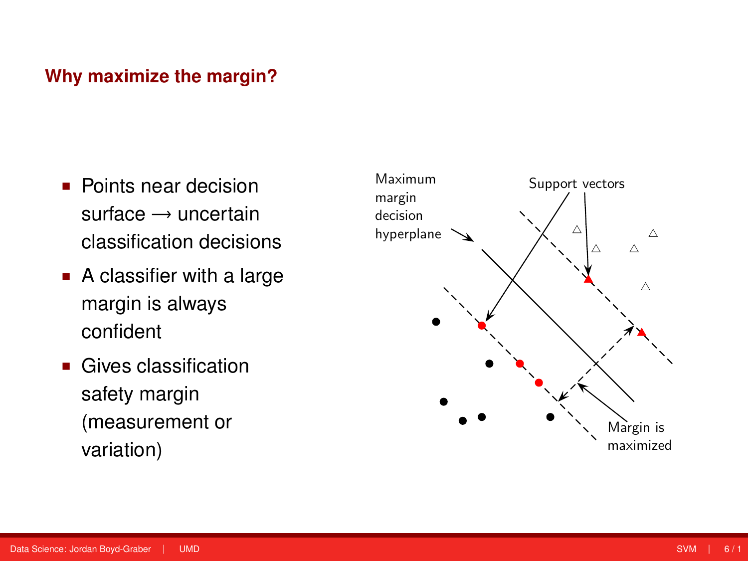## Why maximize the margin?

- Points near decision surface → uncertain classification decisions
- A classifier with a large margin is always confident
- Gives classification safety margin (measurement or variation)

Maximum margin decision hyperplane

Support vectors

Margin is maximized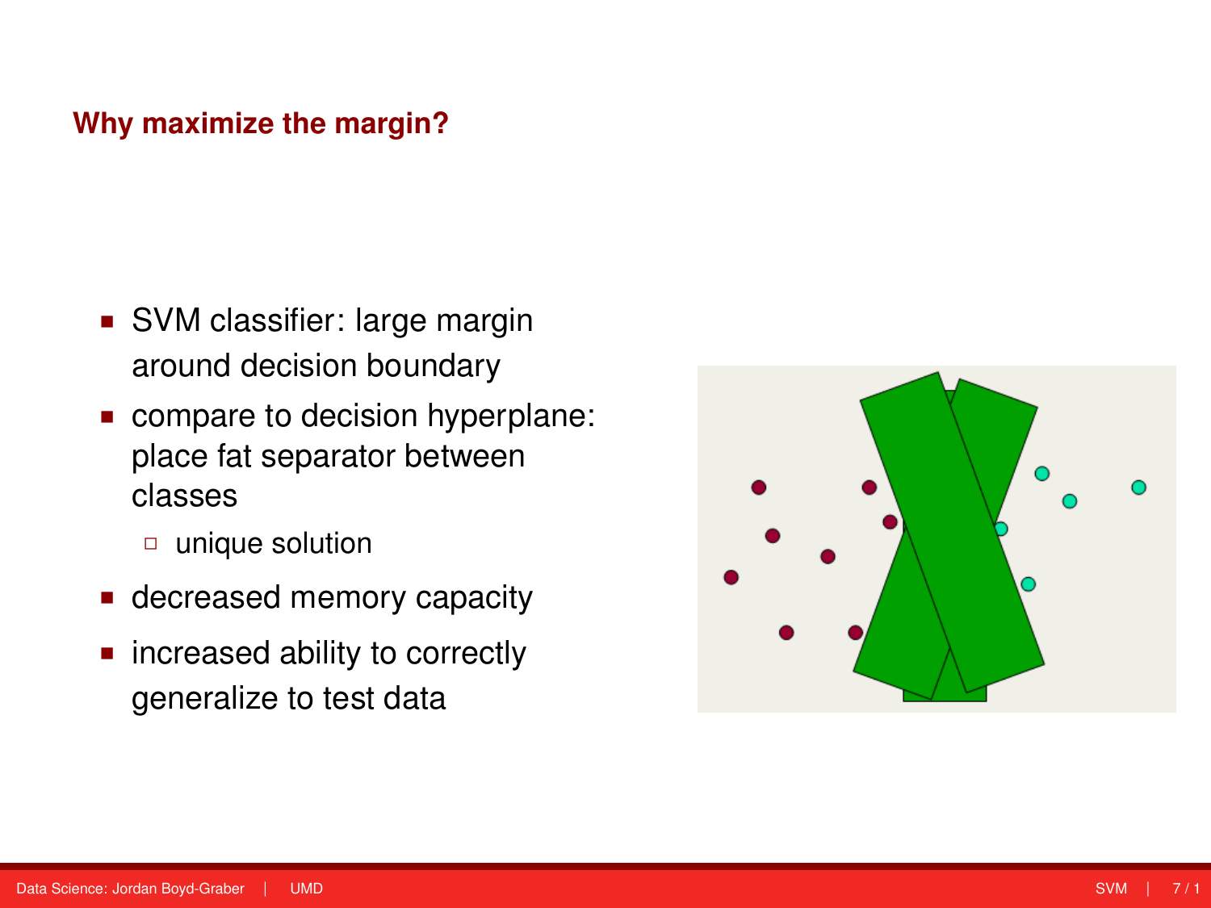## Why maximize the margin?

- SVM classifier: large margin around decision boundary
- compare to decision hyperplane: place fat separator between classes
  - unique solution
- decreased memory capacity
- increased ability to correctly generalize to test data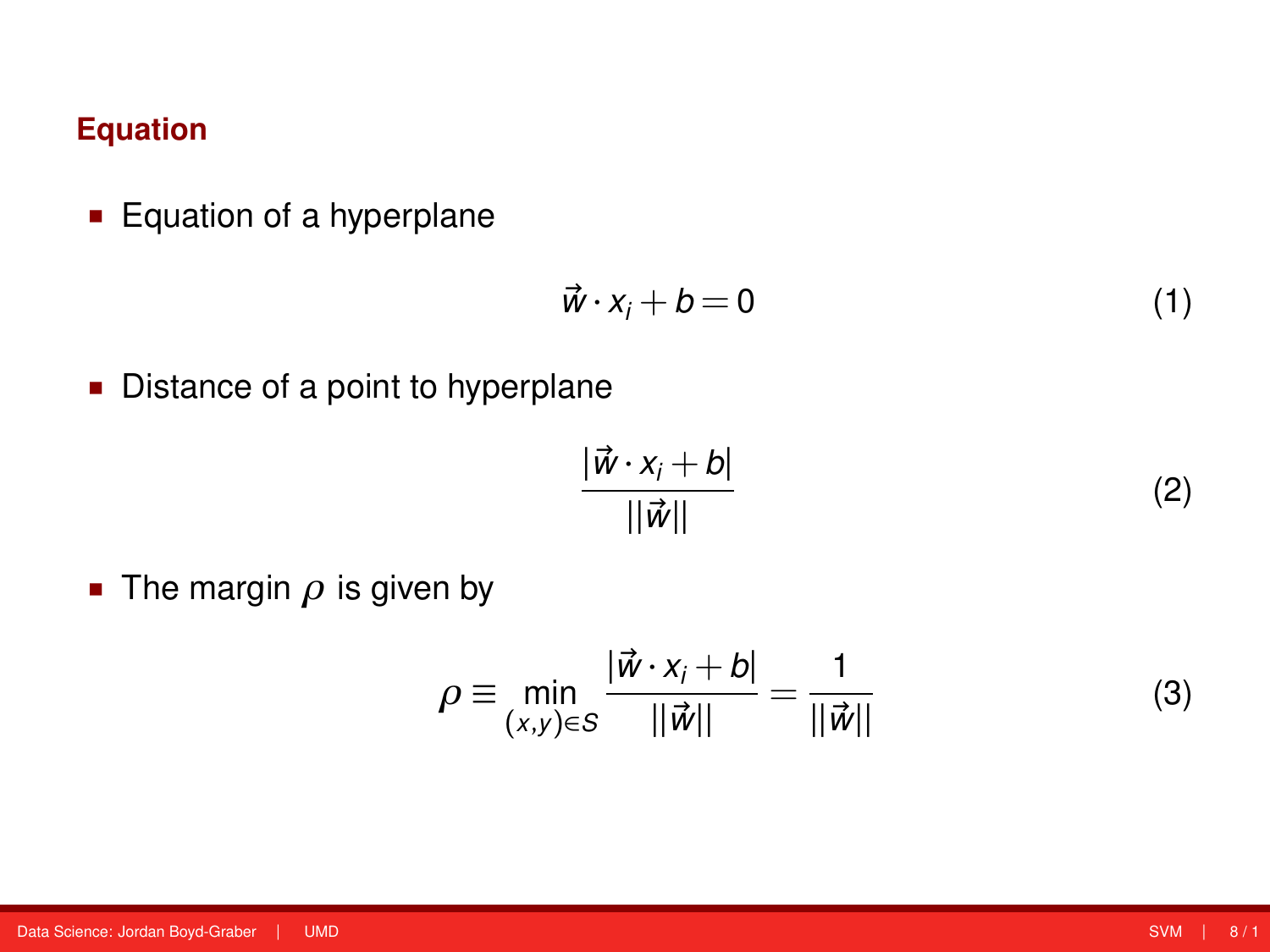## Equation

- Equation of a hyperplane

$$\vec{w} \cdot x_i + b = 0 \tag{1}$$

- Distance of a point to hyperplane

$$\frac{|\vec{w} \cdot x_i + b|}{||\vec{w}||} \tag{2}$$

- The margin $\rho$ is given by

$$\rho \equiv \min_{(x,y) \in S} \frac{|\vec{w} \cdot x_i + b|}{||\vec{w}||} = \frac{1}{||\vec{w}||} \tag{3}$$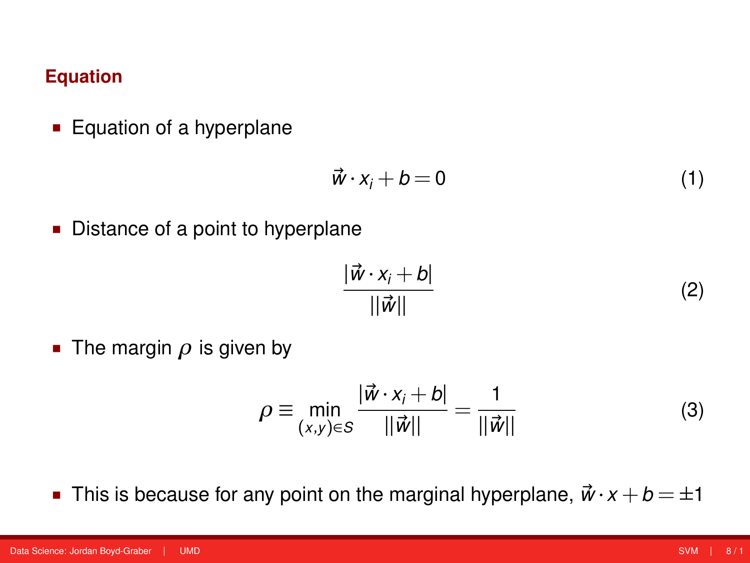## Equation

- Equation of a hyperplane

$$\vec{w} \cdot x_i + b = 0 \tag{1}$$

- Distance of a point to hyperplane

$$\frac{|\vec{w} \cdot x_i + b|}{||\vec{w}||} \tag{2}$$

- The margin $\rho$ is given by

$$\rho \equiv \min_{(x,y) \in S} \frac{|\vec{w} \cdot x_i + b|}{||\vec{w}||} = \frac{1}{||\vec{w}||} \tag{3}$$

- This is because for any point on the marginal hyperplane, $\vec{w} \cdot x + b = \pm 1$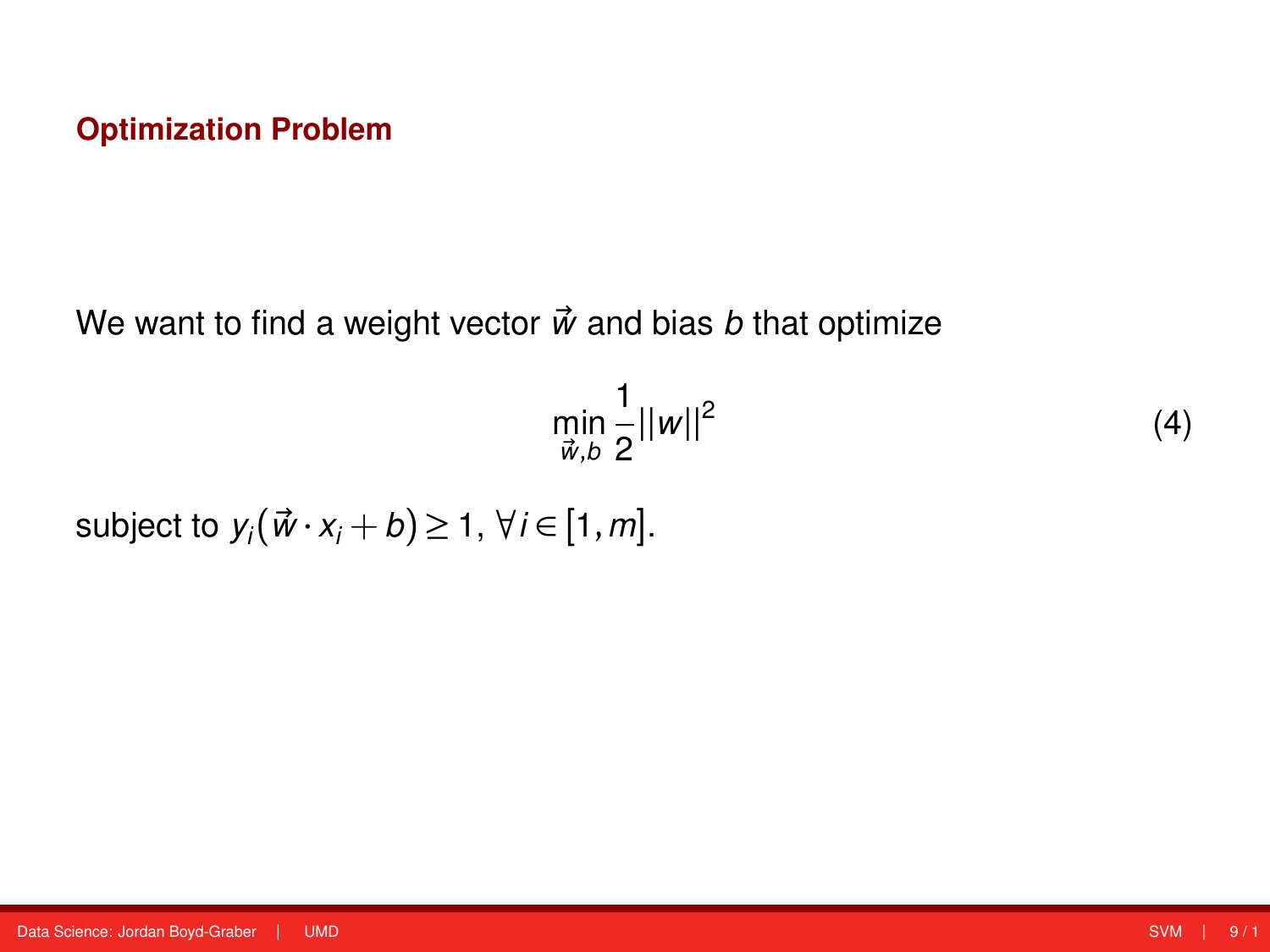## Optimization Problem

We want to find a weight vector $\vec{w}$ and bias $b$ that optimize

$$\min_{\vec{w},b} \frac{1}{2}||w||^2 \tag{4}$$

subject to $y_i(\vec{w} \cdot x_i + b) \geq 1$, $\forall i \in [1, m]$.